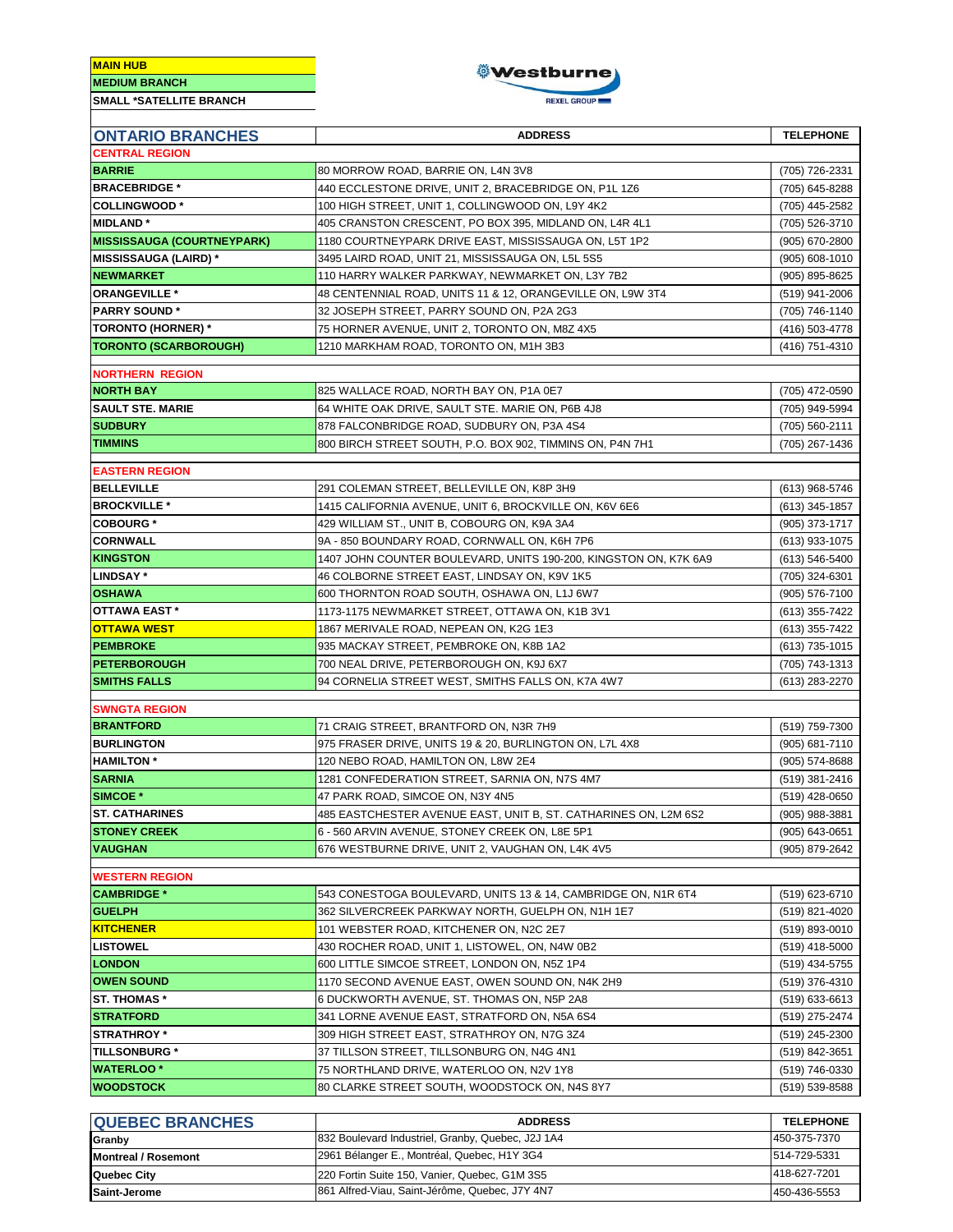| MAIN HUB |
|---|
| MEDIUM BRANCH |
| SMALL *SATELLITE BRANCH |

Westburne
REXEL GROUP

| ONTARIO BRANCHES | ADDRESS | TELEPHONE |
|---|---|---|
| **CENTRAL REGION** | | |
| **BARRIE** | 80 MORROW ROAD, BARRIE ON, L4N 3V8 | (705) 726-2331 |
| **BRACEBRIDGE *** | 440 ECCLESTONE DRIVE, UNIT 2, BRACEBRIDGE ON, P1L 1Z6 | (705) 645-8288 |
| **COLLINGWOOD *** | 100 HIGH STREET, UNIT 1, COLLINGWOOD ON, L9Y 4K2 | (705) 445-2582 |
| **MIDLAND *** | 405 CRANSTON CRESCENT, PO BOX 395, MIDLAND ON, L4R 4L1 | (705) 526-3710 |
| **MISSISSAUGA (COURTNEYPARK)** | 1180 COURTNEYPARK DRIVE EAST, MISSISSAUGA ON, L5T 1P2 | (905) 670-2800 |
| **MISSISSAUGA (LAIRD) *** | 3495 LAIRD ROAD, UNIT 21, MISSISSAUGA ON, L5L 5S5 | (905) 608-1010 |
| **NEWMARKET** | 110 HARRY WALKER PARKWAY, NEWMARKET ON, L3Y 7B2 | (905) 895-8625 |
| **ORANGEVILLE *** | 48 CENTENNIAL ROAD, UNITS 11 & 12, ORANGEVILLE ON, L9W 3T4 | (519) 941-2006 |
| **PARRY SOUND *** | 32 JOSEPH STREET, PARRY SOUND ON, P2A 2G3 | (705) 746-1140 |
| **TORONTO (HORNER) *** | 75 HORNER AVENUE, UNIT 2, TORONTO ON, M8Z 4X5 | (416) 503-4778 |
| **TORONTO (SCARBOROUGH)** | 1210 MARKHAM ROAD, TORONTO ON, M1H 3B3 | (416) 751-4310 |
| **NORTHERN REGION** | | |
| **NORTH BAY** | 825 WALLACE ROAD, NORTH BAY ON, P1A 0E7 | (705) 472-0590 |
| **SAULT STE. MARIE** | 64 WHITE OAK DRIVE, SAULT STE. MARIE ON, P6B 4J8 | (705) 949-5994 |
| **SUDBURY** | 878 FALCONBRIDGE ROAD, SUDBURY ON, P3A 4S4 | (705) 560-2111 |
| **TIMMINS** | 800 BIRCH STREET SOUTH, P.O. BOX 902, TIMMINS ON, P4N 7H1 | (705) 267-1436 |
| **EASTERN REGION** | | |
| **BELLEVILLE** | 291 COLEMAN STREET, BELLEVILLE ON, K8P 3H9 | (613) 968-5746 |
| **BROCKVILLE *** | 1415 CALIFORNIA AVENUE, UNIT 6, BROCKVILLE ON, K6V 6E6 | (613) 345-1857 |
| **COBOURG *** | 429 WILLIAM ST., UNIT B, COBOURG ON, K9A 3A4 | (905) 373-1717 |
| **CORNWALL** | 9A - 850 BOUNDARY ROAD, CORNWALL ON, K6H 7P6 | (613) 933-1075 |
| **KINGSTON** | 1407 JOHN COUNTER BOULEVARD, UNITS 190-200, KINGSTON ON, K7K 6A9 | (613) 546-5400 |
| **LINDSAY *** | 46 COLBORNE STREET EAST, LINDSAY ON, K9V 1K5 | (705) 324-6301 |
| **OSHAWA** | 600 THORNTON ROAD SOUTH, OSHAWA ON, L1J 6W7 | (905) 576-7100 |
| **OTTAWA EAST *** | 1173-1175 NEWMARKET STREET, OTTAWA ON, K1B 3V1 | (613) 355-7422 |
| **OTTAWA WEST** | 1867 MERIVALE ROAD, NEPEAN ON, K2G 1E3 | (613) 355-7422 |
| **PEMBROKE** | 935 MACKAY STREET, PEMBROKE ON, K8B 1A2 | (613) 735-1015 |
| **PETERBOROUGH** | 700 NEAL DRIVE, PETERBOROUGH ON, K9J 6X7 | (705) 743-1313 |
| **SMITHS FALLS** | 94 CORNELIA STREET WEST, SMITHS FALLS ON, K7A 4W7 | (613) 283-2270 |
| **SWNGTA REGION** | | |
| **BRANTFORD** | 71 CRAIG STREET, BRANTFORD ON, N3R 7H9 | (519) 759-7300 |
| **BURLINGTON** | 975 FRASER DRIVE, UNITS 19 & 20, BURLINGTON ON, L7L 4X8 | (905) 681-7110 |
| **HAMILTON *** | 120 NEBO ROAD, HAMILTON ON, L8W 2E4 | (905) 574-8688 |
| **SARNIA** | 1281 CONFEDERATION STREET, SARNIA ON, N7S 4M7 | (519) 381-2416 |
| **SIMCOE *** | 47 PARK ROAD, SIMCOE ON, N3Y 4N5 | (519) 428-0650 |
| **ST. CATHARINES** | 485 EASTCHESTER AVENUE EAST, UNIT B, ST. CATHARINES ON, L2M 6S2 | (905) 988-3881 |
| **STONEY CREEK** | 6 - 560 ARVIN AVENUE, STONEY CREEK ON, L8E 5P1 | (905) 643-0651 |
| **VAUGHAN** | 676 WESTBURNE DRIVE, UNIT 2, VAUGHAN ON, L4K 4V5 | (905) 879-2642 |
| **WESTERN REGION** | | |
| **CAMBRIDGE *** | 543 CONESTOGA BOULEVARD, UNITS 13 & 14, CAMBRIDGE ON, N1R 6T4 | (519) 623-6710 |
| **GUELPH** | 362 SILVERCREEK PARKWAY NORTH, GUELPH ON, N1H 1E7 | (519) 821-4020 |
| **KITCHENER** | 101 WEBSTER ROAD, KITCHENER ON, N2C 2E7 | (519) 893-0010 |
| **LISTOWEL** | 430 ROCHER ROAD, UNIT 1, LISTOWEL, ON, N4W 0B2 | (519) 418-5000 |
| **LONDON** | 600 LITTLE SIMCOE STREET, LONDON ON, N5Z 1P4 | (519) 434-5755 |
| **OWEN SOUND** | 1170 SECOND AVENUE EAST, OWEN SOUND ON, N4K 2H9 | (519) 376-4310 |
| **ST. THOMAS *** | 6 DUCKWORTH AVENUE, ST. THOMAS ON, N5P 2A8 | (519) 633-6613 |
| **STRATFORD** | 341 LORNE AVENUE EAST, STRATFORD ON, N5A 6S4 | (519) 275-2474 |
| **STRATHROY *** | 309 HIGH STREET EAST, STRATHROY ON, N7G 3Z4 | (519) 245-2300 |
| **TILLSONBURG *** | 37 TILLSON STREET, TILLSONBURG ON, N4G 4N1 | (519) 842-3651 |
| **WATERLOO *** | 75 NORTHLAND DRIVE, WATERLOO ON, N2V 1Y8 | (519) 746-0330 |
| **WOODSTOCK** | 80 CLARKE STREET SOUTH, WOODSTOCK ON, N4S 8Y7 | (519) 539-8588 |

| QUEBEC BRANCHES | ADDRESS | TELEPHONE |
|---|---|---|
| **Granby** | 832 Boulevard Industriel, Granby, Quebec, J2J 1A4 | 450-375-7370 |
| **Montreal / Rosemont** | 2961 Bélanger E., Montréal, Quebec, H1Y 3G4 | 514-729-5331 |
| **Quebec City** | 220 Fortin Suite 150, Vanier, Quebec, G1M 3S5 | 418-627-7201 |
| **Saint-Jerome** | 861 Alfred-Viau, Saint-Jérôme, Quebec, J7Y 4N7 | 450-436-5553 |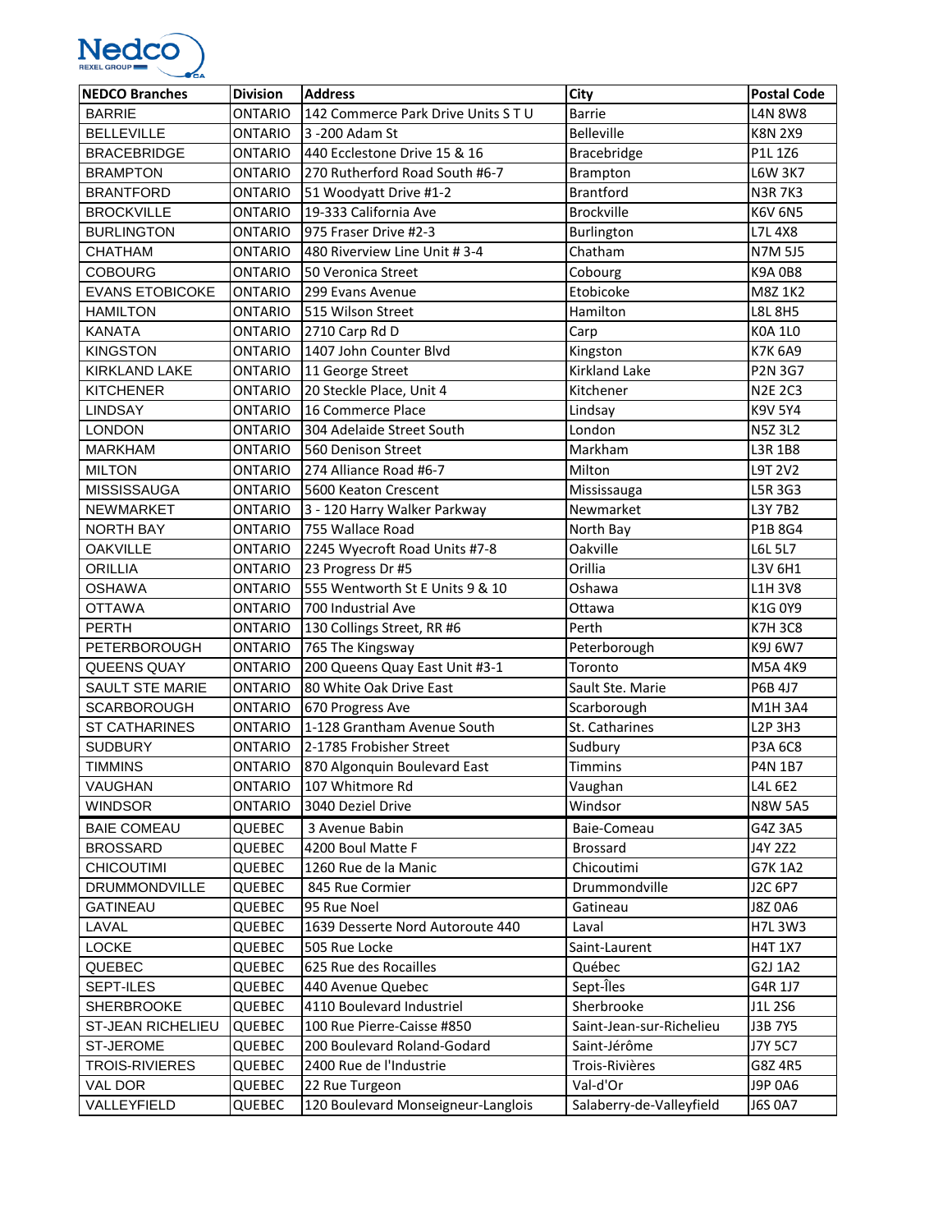Nedco REXEL GROUP

| NEDCO Branches | Division | Address | City | Postal Code |
|---|---|---|---|---|
| BARRIE | ONTARIO | 142 Commerce Park Drive Units S T U | Barrie | L4N 8W8 |
| BELLEVILLE | ONTARIO | 3 -200 Adam St | Belleville | K8N 2X9 |
| BRACEBRIDGE | ONTARIO | 440 Ecclestone Drive 15 & 16 | Bracebridge | P1L 1Z6 |
| BRAMPTON | ONTARIO | 270 Rutherford Road South #6-7 | Brampton | L6W 3K7 |
| BRANTFORD | ONTARIO | 51 Woodyatt Drive #1-2 | Brantford | N3R 7K3 |
| BROCKVILLE | ONTARIO | 19-333 California Ave | Brockville | K6V 6N5 |
| BURLINGTON | ONTARIO | 975 Fraser Drive #2-3 | Burlington | L7L 4X8 |
| CHATHAM | ONTARIO | 480 Riverview Line Unit # 3-4 | Chatham | N7M 5J5 |
| COBOURG | ONTARIO | 50 Veronica Street | Cobourg | K9A 0B8 |
| EVANS ETOBICOKE | ONTARIO | 299 Evans Avenue | Etobicoke | M8Z 1K2 |
| HAMILTON | ONTARIO | 515 Wilson Street | Hamilton | L8L 8H5 |
| KANATA | ONTARIO | 2710 Carp Rd D | Carp | K0A 1L0 |
| KINGSTON | ONTARIO | 1407 John Counter Blvd | Kingston | K7K 6A9 |
| KIRKLAND LAKE | ONTARIO | 11 George Street | Kirkland Lake | P2N 3G7 |
| KITCHENER | ONTARIO | 20 Steckle Place, Unit 4 | Kitchener | N2E 2C3 |
| LINDSAY | ONTARIO | 16 Commerce Place | Lindsay | K9V 5Y4 |
| LONDON | ONTARIO | 304 Adelaide Street South | London | N5Z 3L2 |
| MARKHAM | ONTARIO | 560 Denison Street | Markham | L3R 1B8 |
| MILTON | ONTARIO | 274 Alliance Road #6-7 | Milton | L9T 2V2 |
| MISSISSAUGA | ONTARIO | 5600 Keaton Crescent | Mississauga | L5R 3G3 |
| NEWMARKET | ONTARIO | 3 - 120 Harry Walker Parkway | Newmarket | L3Y 7B2 |
| NORTH BAY | ONTARIO | 755 Wallace Road | North Bay | P1B 8G4 |
| OAKVILLE | ONTARIO | 2245 Wyecroft Road Units #7-8 | Oakville | L6L 5L7 |
| ORILLIA | ONTARIO | 23 Progress Dr #5 | Orillia | L3V 6H1 |
| OSHAWA | ONTARIO | 555 Wentworth St E Units 9 & 10 | Oshawa | L1H 3V8 |
| OTTAWA | ONTARIO | 700 Industrial Ave | Ottawa | K1G 0Y9 |
| PERTH | ONTARIO | 130 Collings Street, RR #6 | Perth | K7H 3C8 |
| PETERBOROUGH | ONTARIO | 765 The Kingsway | Peterborough | K9J 6W7 |
| QUEENS QUAY | ONTARIO | 200 Queens Quay East Unit #3-1 | Toronto | M5A 4K9 |
| SAULT STE MARIE | ONTARIO | 80 White Oak Drive East | Sault Ste. Marie | P6B 4J7 |
| SCARBOROUGH | ONTARIO | 670 Progress Ave | Scarborough | M1H 3A4 |
| ST CATHARINES | ONTARIO | 1-128 Grantham Avenue South | St. Catharines | L2P 3H3 |
| SUDBURY | ONTARIO | 2-1785 Frobisher Street | Sudbury | P3A 6C8 |
| TIMMINS | ONTARIO | 870 Algonquin Boulevard East | Timmins | P4N 1B7 |
| VAUGHAN | ONTARIO | 107 Whitmore Rd | Vaughan | L4L 6E2 |
| WINDSOR | ONTARIO | 3040 Deziel Drive | Windsor | N8W 5A5 |
| BAIE COMEAU | QUEBEC | 3 Avenue Babin | Baie-Comeau | G4Z 3A5 |
| BROSSARD | QUEBEC | 4200 Boul Matte F | Brossard | J4Y 2Z2 |
| CHICOUTIMI | QUEBEC | 1260 Rue de la Manic | Chicoutimi | G7K 1A2 |
| DRUMMONDVILLE | QUEBEC | 845 Rue Cormier | Drummondville | J2C 6P7 |
| GATINEAU | QUEBEC | 95 Rue Noel | Gatineau | J8Z 0A6 |
| LAVAL | QUEBEC | 1639 Desserte Nord Autoroute 440 | Laval | H7L 3W3 |
| LOCKE | QUEBEC | 505 Rue Locke | Saint-Laurent | H4T 1X7 |
| QUEBEC | QUEBEC | 625 Rue des Rocailles | Québec | G2J 1A2 |
| SEPT-ILES | QUEBEC | 440 Avenue Quebec | Sept-Îles | G4R 1J7 |
| SHERBROOKE | QUEBEC | 4110 Boulevard Industriel | Sherbrooke | J1L 2S6 |
| ST-JEAN RICHELIEU | QUEBEC | 100 Rue Pierre-Caisse #850 | Saint-Jean-sur-Richelieu | J3B 7Y5 |
| ST-JEROME | QUEBEC | 200 Boulevard Roland-Godard | Saint-Jérôme | J7Y 5C7 |
| TROIS-RIVIERES | QUEBEC | 2400 Rue de l'Industrie | Trois-Rivières | G8Z 4R5 |
| VAL DOR | QUEBEC | 22 Rue Turgeon | Val-d'Or | J9P 0A6 |
| VALLEYFIELD | QUEBEC | 120 Boulevard Monseigneur-Langlois | Salaberry-de-Valleyfield | J6S 0A7 |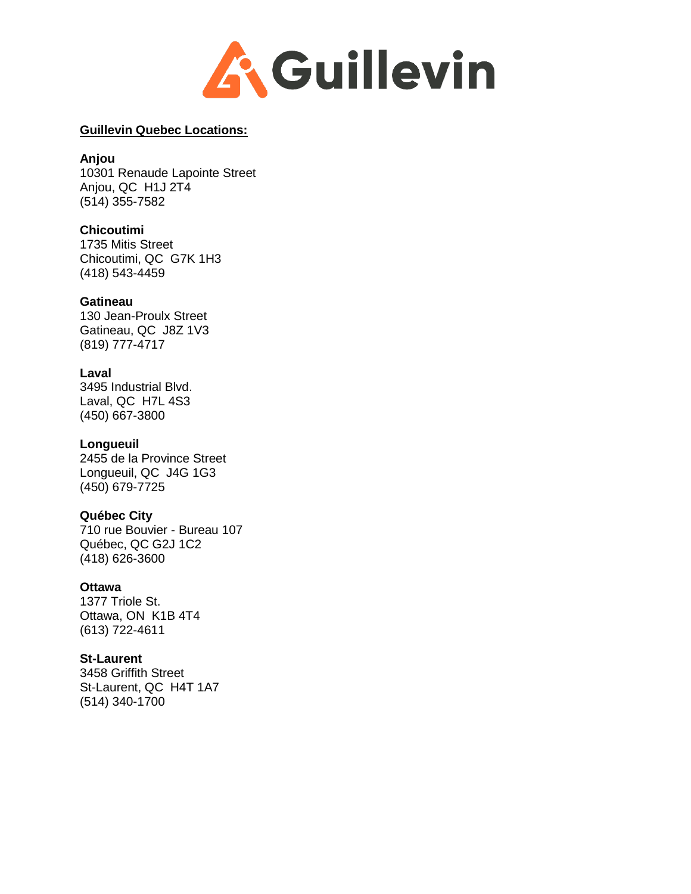# Guillevin

**Guillevin Quebec Locations:**

**Anjou**
10301 Renaude Lapointe Street
Anjou, QC  H1J 2T4
(514) 355-7582

**Chicoutimi**
1735 Mitis Street
Chicoutimi, QC  G7K 1H3
(418) 543-4459

**Gatineau**
130 Jean-Proulx Street
Gatineau, QC  J8Z 1V3
(819) 777-4717

**Laval**
3495 Industrial Blvd.
Laval, QC  H7L 4S3
(450) 667-3800

**Longueuil**
2455 de la Province Street
Longueuil, QC  J4G 1G3
(450) 679-7725

**Québec City**
710 rue Bouvier - Bureau 107
Québec, QC G2J 1C2
(418) 626-3600

**Ottawa**
1377 Triole St.
Ottawa, ON  K1B 4T4
(613) 722-4611

**St-Laurent**
3458 Griffith Street
St-Laurent, QC  H4T 1A7
(514) 340-1700